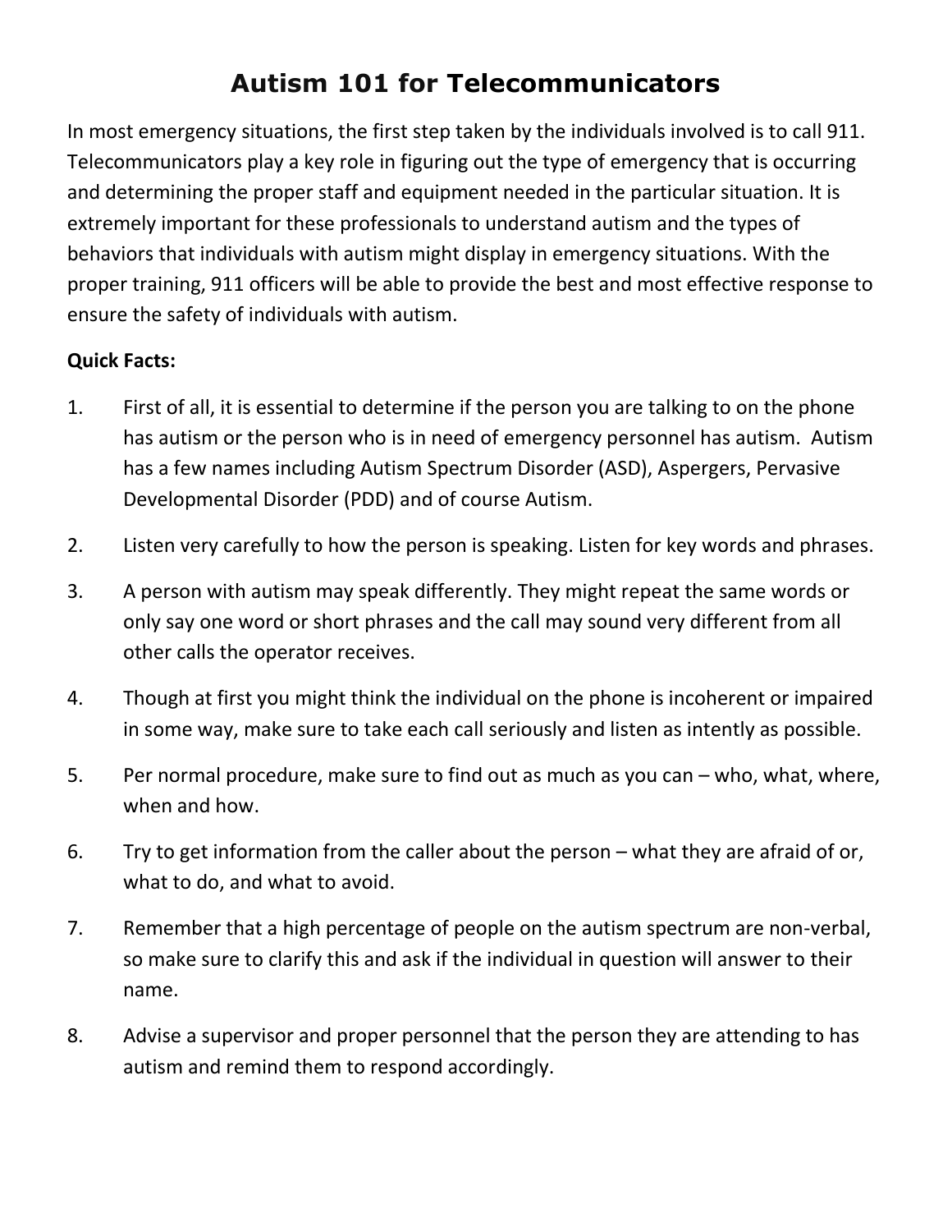# Autism 101 for Telecommunicators

In most emergency situations, the first step taken by the individuals involved is to call 911. Telecommunicators play a key role in figuring out the type of emergency that is occurring and determining the proper staff and equipment needed in the particular situation. It is extremely important for these professionals to understand autism and the types of behaviors that individuals with autism might display in emergency situations. With the proper training, 911 officers will be able to provide the best and most effective response to ensure the safety of individuals with autism.

**Quick Facts:**

1. First of all, it is essential to determine if the person you are talking to on the phone has autism or the person who is in need of emergency personnel has autism. Autism has a few names including Autism Spectrum Disorder (ASD), Aspergers, Pervasive Developmental Disorder (PDD) and of course Autism.
2. Listen very carefully to how the person is speaking. Listen for key words and phrases.
3. A person with autism may speak differently. They might repeat the same words or only say one word or short phrases and the call may sound very different from all other calls the operator receives.
4. Though at first you might think the individual on the phone is incoherent or impaired in some way, make sure to take each call seriously and listen as intently as possible.
5. Per normal procedure, make sure to find out as much as you can – who, what, where, when and how.
6. Try to get information from the caller about the person – what they are afraid of or, what to do, and what to avoid.
7. Remember that a high percentage of people on the autism spectrum are non-verbal, so make sure to clarify this and ask if the individual in question will answer to their name.
8. Advise a supervisor and proper personnel that the person they are attending to has autism and remind them to respond accordingly.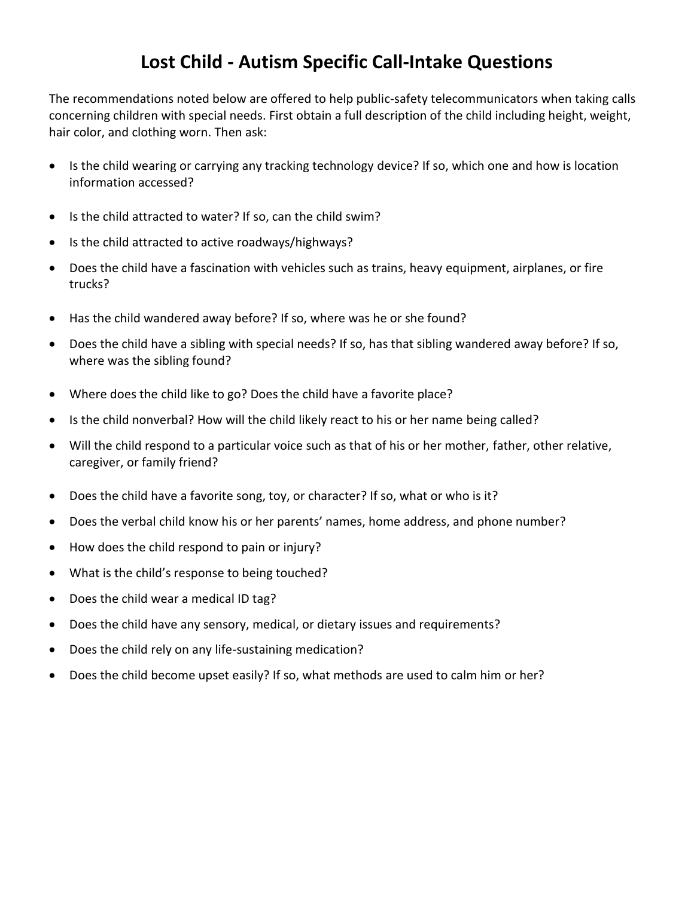# Lost Child - Autism Specific Call-Intake Questions

The recommendations noted below are offered to help public-safety telecommunicators when taking calls concerning children with special needs. First obtain a full description of the child including height, weight, hair color, and clothing worn. Then ask:

- Is the child wearing or carrying any tracking technology device? If so, which one and how is location information accessed?
- Is the child attracted to water? If so, can the child swim?
- Is the child attracted to active roadways/highways?
- Does the child have a fascination with vehicles such as trains, heavy equipment, airplanes, or fire trucks?
- Has the child wandered away before? If so, where was he or she found?
- Does the child have a sibling with special needs? If so, has that sibling wandered away before? If so, where was the sibling found?
- Where does the child like to go? Does the child have a favorite place?
- Is the child nonverbal? How will the child likely react to his or her name being called?
- Will the child respond to a particular voice such as that of his or her mother, father, other relative, caregiver, or family friend?
- Does the child have a favorite song, toy, or character? If so, what or who is it?
- Does the verbal child know his or her parents' names, home address, and phone number?
- How does the child respond to pain or injury?
- What is the child's response to being touched?
- Does the child wear a medical ID tag?
- Does the child have any sensory, medical, or dietary issues and requirements?
- Does the child rely on any life-sustaining medication?
- Does the child become upset easily? If so, what methods are used to calm him or her?